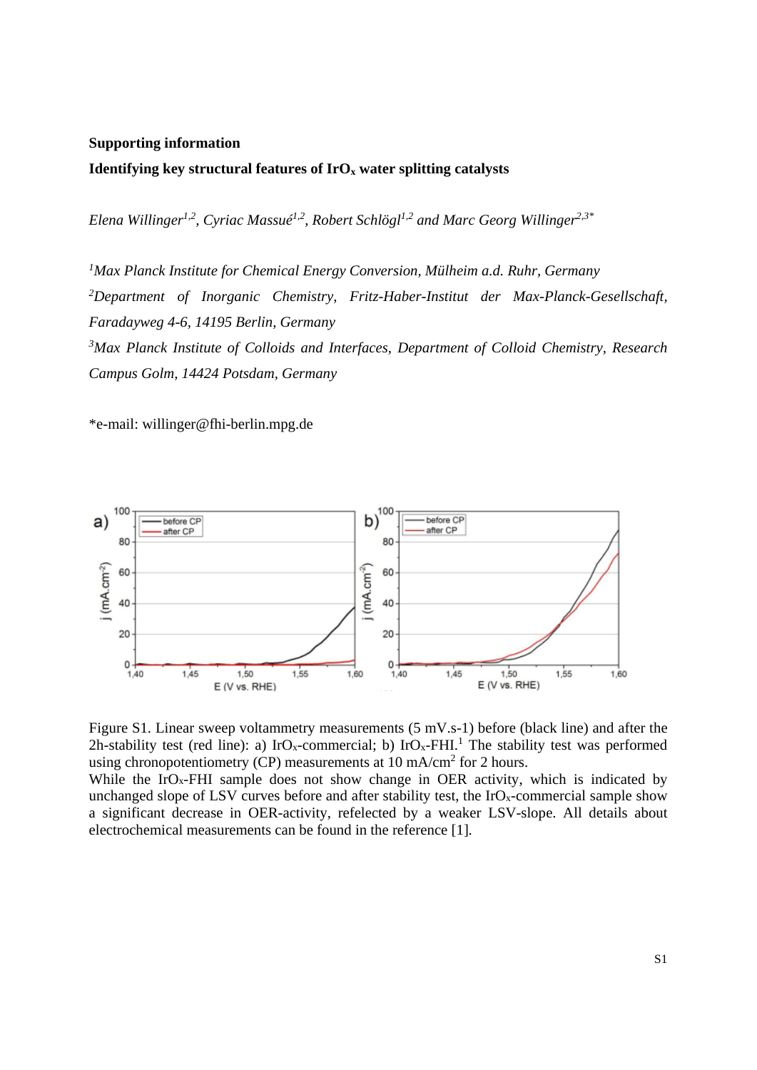**Supporting information**

**Identifying key structural features of $IrO_x$ water splitting catalysts**

*Elena Willinger[1,2], Cyriac Massué[1,2], Robert Schlögl[1,2] and Marc Georg Willinger[2,3*]*

[1]*Max Planck Institute for Chemical Energy Conversion, Mülheim a.d. Ruhr, Germany*

[2]*Department of Inorganic Chemistry, Fritz-Haber-Institut der Max-Planck-Gesellschaft, Faradayweg 4-6, 14195 Berlin, Germany*

[3]*Max Planck Institute of Colloids and Interfaces, Department of Colloid Chemistry, Research Campus Golm, 14424 Potsdam, Germany*

*e-mail: willinger@fhi-berlin.mpg.de

Figure S1. Linear sweep voltammetry measurements (5 mV.s-1) before (black line) and after the 2h-stability test (red line): a) $IrO_x$-commercial; b) $IrO_x$-FHI.[1] The stability test was performed using chronopotentiometry (CP) measurements at 10 mA/cm$^2$ for 2 hours.

While the $IrO_x$-FHI sample does not show change in OER activity, which is indicated by unchanged slope of LSV curves before and after stability test, the $IrO_x$-commercial sample show a significant decrease in OER-activity, refelected by a weaker LSV-slope. All details about electrochemical measurements can be found in the reference [1].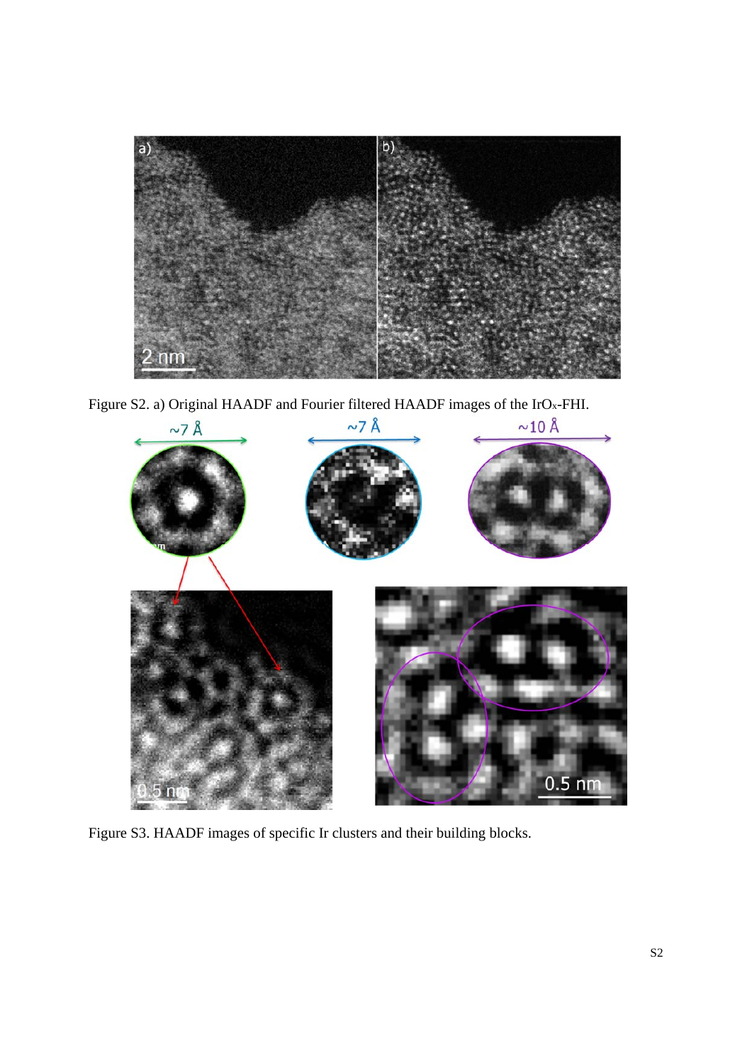Figure S2. a) Original HAADF and Fourier filtered HAADF images of the $IrO_x$-FHI.

Figure S3. HAADF images of specific Ir clusters and their building blocks.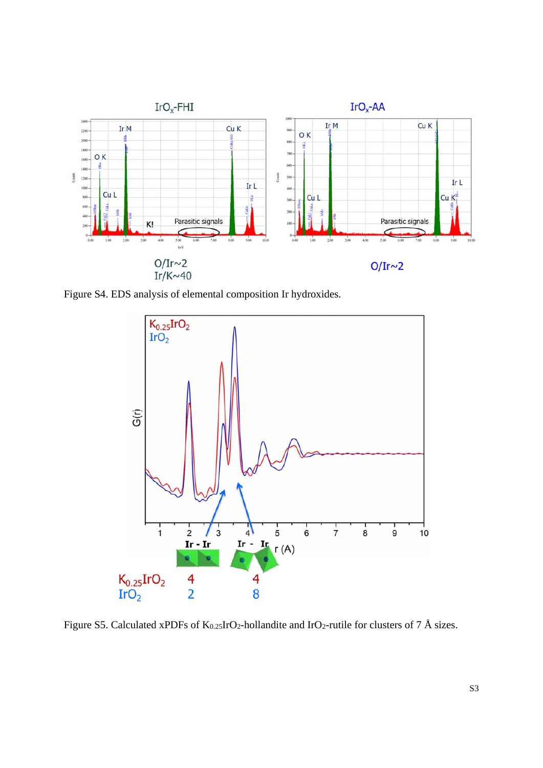Figure S4. EDS analysis of elemental composition Ir hydroxides.

Figure S5. Calculated xPDFs of $K_{0.25}IrO_2$-hollandite and $IrO_2$-rutile for clusters of 7 Å sizes.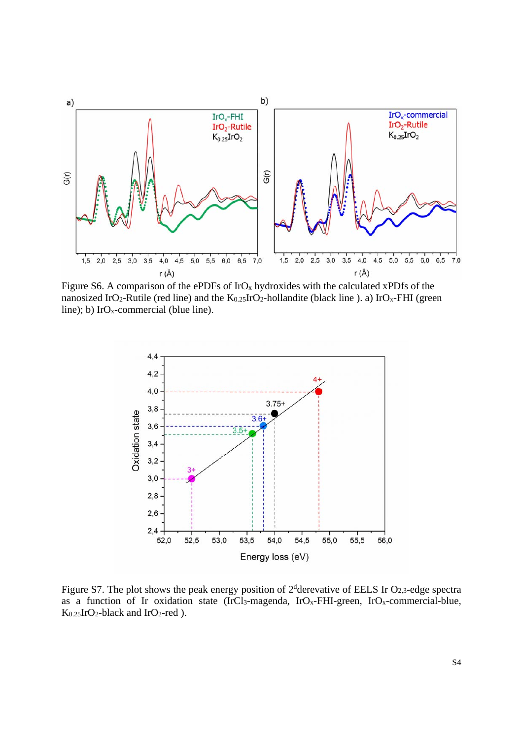Figure S6. A comparison of the ePDFs of $IrO_x$ hydroxides with the calculated xPDfs of the nanosized $IrO_2$-Rutile (red line) and the $K_{0.25}IrO_2$-hollandite (black line ). a) $IrO_x$-FHI (green line); b) $IrO_x$-commercial (blue line).

Figure S7. The plot shows the peak energy position of 2[d]derevative of EELS Ir $O_{2,3}$-edge spectra as a function of Ir oxidation state ($IrCl_3$-magenda, $IrO_x$-FHI-green, $IrO_x$-commercial-blue, $K_{0.25}IrO_2$-black and $IrO_2$-red ).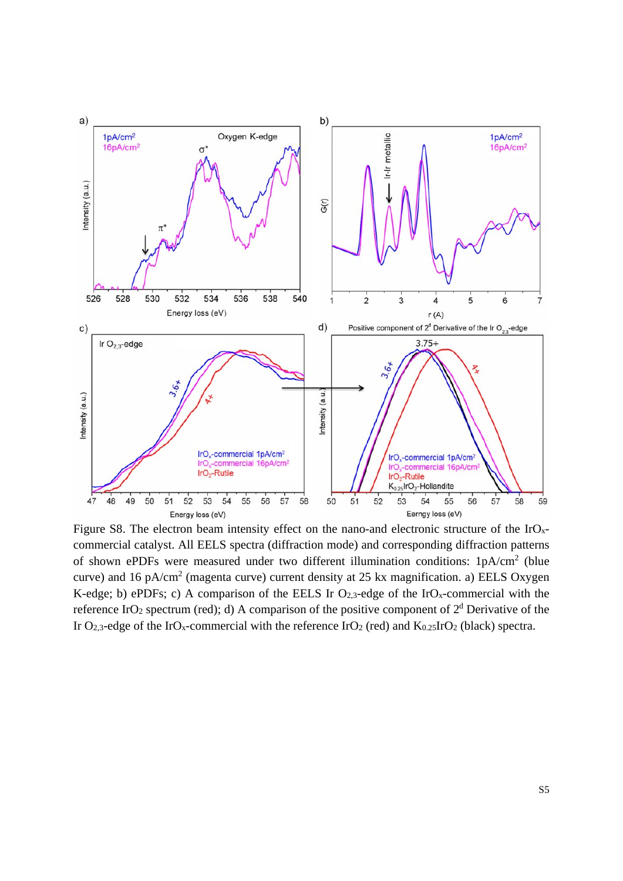Figure S8. The electron beam intensity effect on the nano-and electronic structure of the $IrO_x$-commercial catalyst. All EELS spectra (diffraction mode) and corresponding diffraction patterns of shown ePDFs were measured under two different illumination conditions: 1pA/cm$^2$ (blue curve) and 16 pA/cm$^2$ (magenta curve) current density at 25 kx magnification. a) EELS Oxygen K-edge; b) ePDFs; c) A comparison of the EELS Ir $O_{2,3}$-edge of the $IrO_x$-commercial with the reference $IrO_2$ spectrum (red); d) A comparison of the positive component of 2$^d$ Derivative of the Ir $O_{2,3}$-edge of the $IrO_x$-commercial with the reference $IrO_2$ (red) and $K_{0.25}IrO_2$ (black) spectra.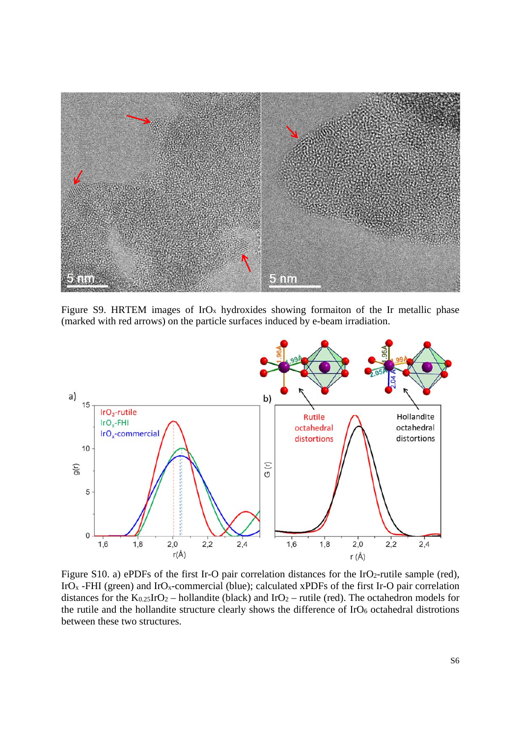Figure S9. HRTEM images of $IrO_x$ hydroxides showing formaiton of the Ir metallic phase (marked with red arrows) on the particle surfaces induced by e-beam irradiation.

Figure S10. a) ePDFs of the first Ir-O pair correlation distances for the $IrO_2$-rutile sample (red), $IrO_x$ -FHI (green) and $IrO_x$-commercial (blue); calculated xPDFs of the first Ir-O pair correlation distances for the $K_{0.25}IrO_2$ – hollandite (black) and $IrO_2$ – rutile (red). The octahedron models for the rutile and the hollandite structure clearly shows the difference of $IrO_6$ octahedral distrotions between these two structures.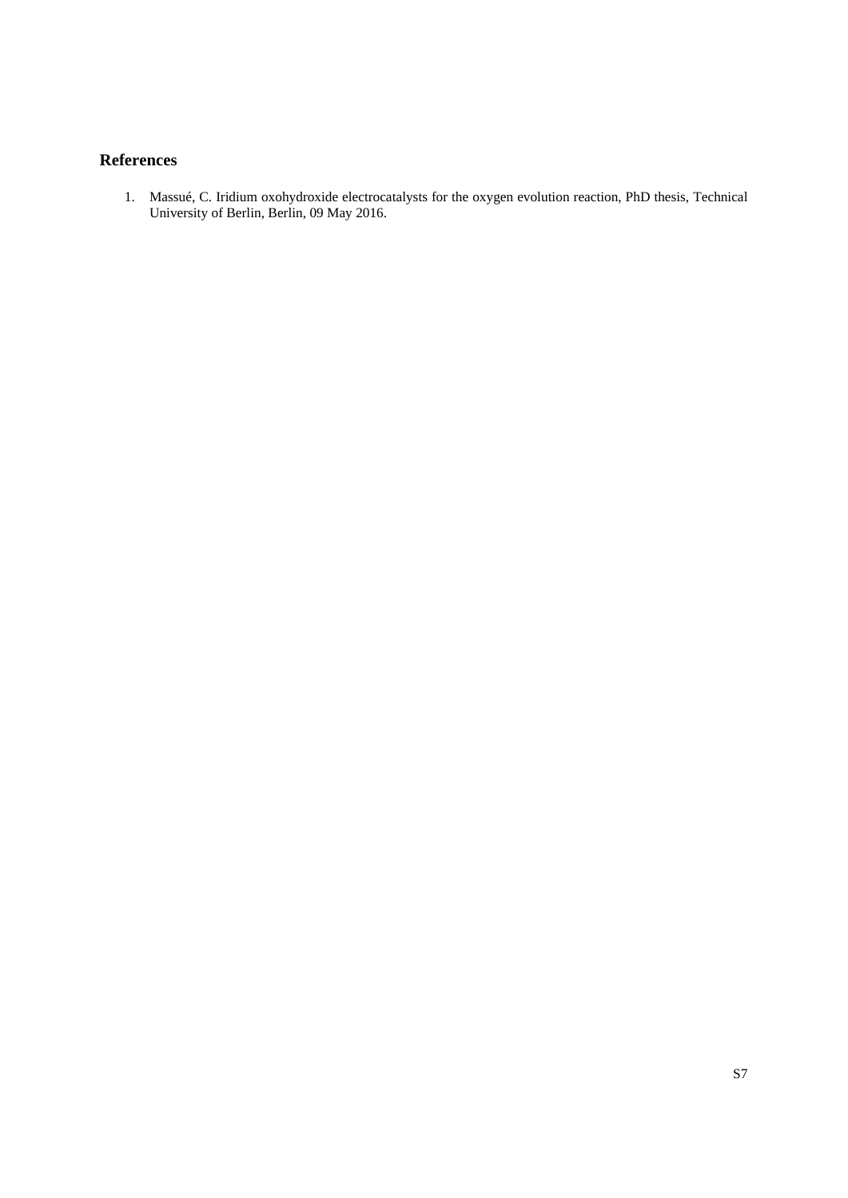## References

1. Massué, C. Iridium oxohydroxide electrocatalysts for the oxygen evolution reaction, PhD thesis, Technical University of Berlin, Berlin, 09 May 2016.